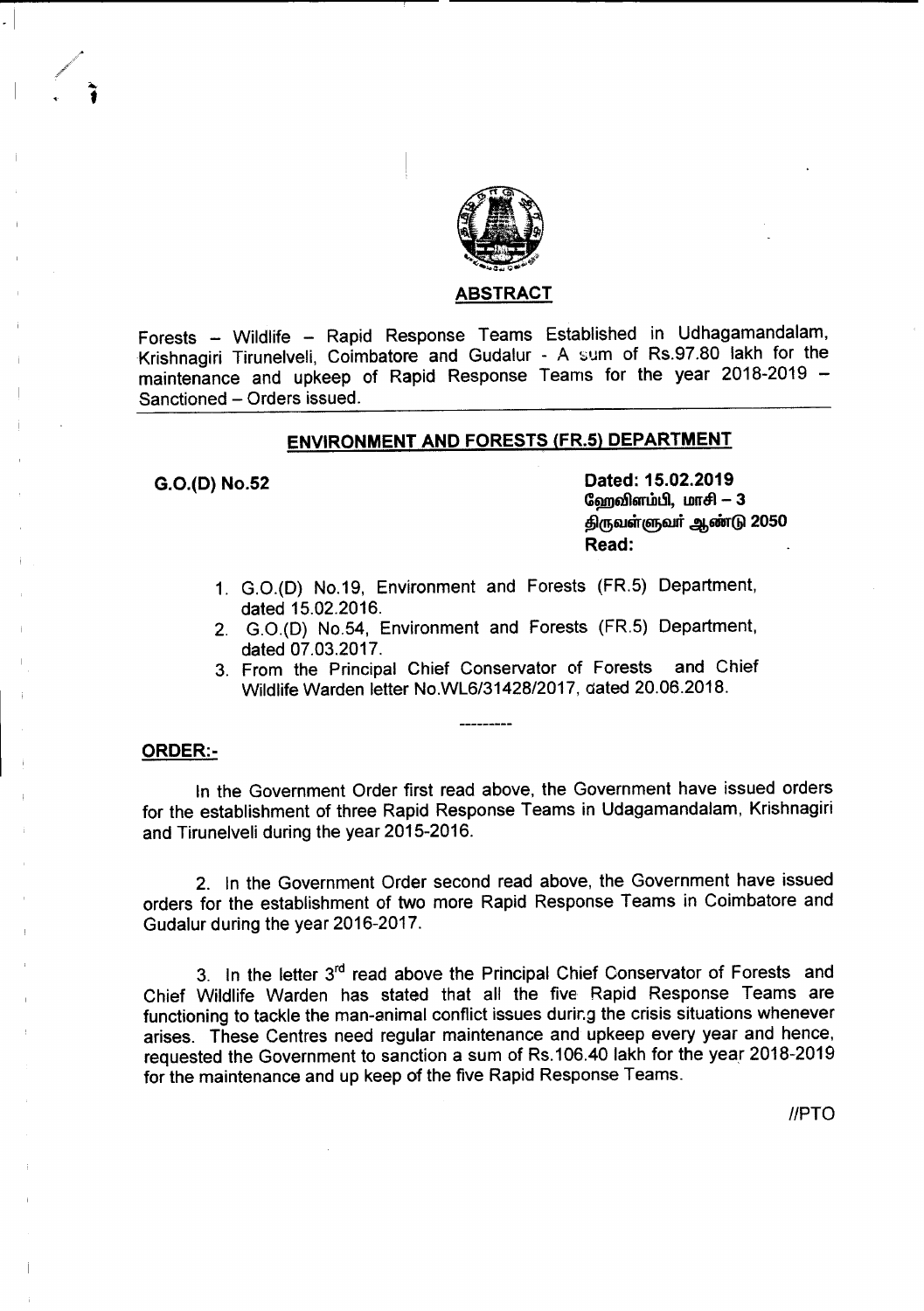## ABSTRACT

Forests – Wildlife – Rapid Response Teams Established in Udhagamandalam, Krishnagiri Tirunelveli, Coimbatore and Gudalur - A sum of Rs.97.80 lakh for the maintenance and upkeep of Rapid Response Teams for the year 2018-2019 – Sanctioned – Orders issued.

## ENVIRONMENT AND FORESTS (FR.5) DEPARTMENT

**G.O.(D) No.52**

**Dated: 15.02.2019**
**ஹேவிளம்பி, மாசி – 3**
**திருவள்ளுவர் ஆண்டு 2050**
**Read:**

1. G.O.(D) No.19, Environment and Forests (FR.5) Department, dated 15.02.2016.
2. G.O.(D) No.54, Environment and Forests (FR.5) Department, dated 07.03.2017.
3. From the Principal Chief Conservator of Forests and Chief Wildlife Warden letter No.WL6/31428/2017, dated 20.06.2018.

---------

**ORDER:-**

In the Government Order first read above, the Government have issued orders for the establishment of three Rapid Response Teams in Udagamandalam, Krishnagiri and Tirunelveli during the year 2015-2016.

2. In the Government Order second read above, the Government have issued orders for the establishment of two more Rapid Response Teams in Coimbatore and Gudalur during the year 2016-2017.

3. In the letter 3rd read above the Principal Chief Conservator of Forests and Chief Wildlife Warden has stated that all the five Rapid Response Teams are functioning to tackle the man-animal conflict issues during the crisis situations whenever arises. These Centres need regular maintenance and upkeep every year and hence, requested the Government to sanction a sum of Rs.106.40 lakh for the year 2018-2019 for the maintenance and up keep of the five Rapid Response Teams.

//PTO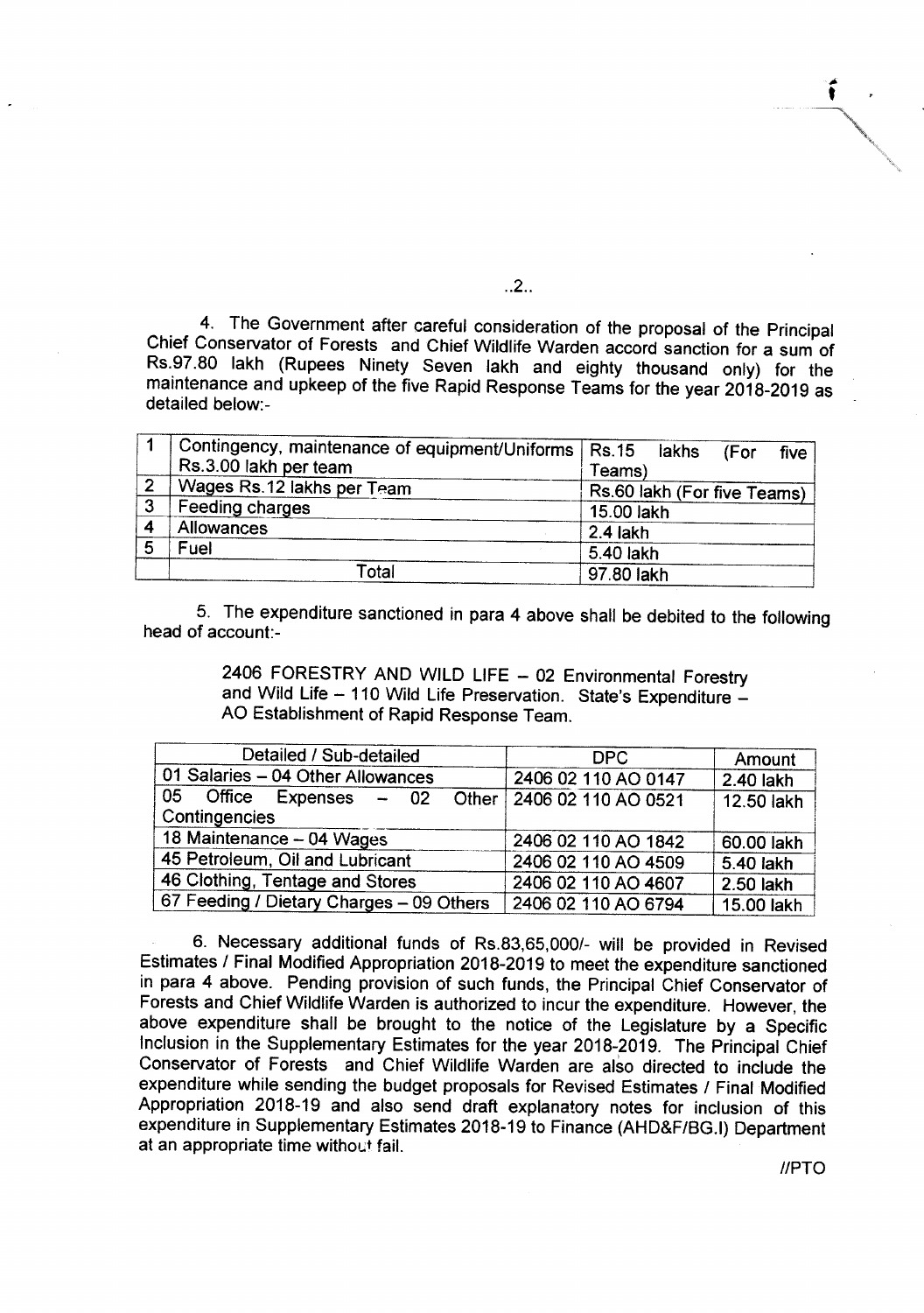4. The Government after careful consideration of the proposal of the Principal Chief Conservator of Forests and Chief Wildlife Warden accord sanction for a sum of Rs.97.80 lakh (Rupees Ninety Seven lakh and eighty thousand only) for the maintenance and upkeep of the five Rapid Response Teams for the year 2018-2019 as detailed below:-

| | | |
|---|---|---|
| 1 | Contingency, maintenance of equipment/Uniforms Rs.3.00 lakh per team | Rs.15 lakhs (For five Teams) |
| 2 | Wages Rs.12 lakhs per Team | Rs.60 lakh (For five Teams) |
| 3 | Feeding charges | 15.00 lakh |
| 4 | Allowances | 2.4 lakh |
| 5 | Fuel | 5.40 lakh |
| | Total | 97.80 lakh |

5. The expenditure sanctioned in para 4 above shall be debited to the following head of account:-

> 2406 FORESTRY AND WILD LIFE – 02 Environmental Forestry and Wild Life – 110 Wild Life Preservation. State's Expenditure – AO Establishment of Rapid Response Team.

| Detailed / Sub-detailed | DPC | Amount |
|---|---|---|
| 01 Salaries – 04 Other Allowances | 2406 02 110 AO 0147 | 2.40 lakh |
| 05 Office Expenses – 02 Other Contingencies | 2406 02 110 AO 0521 | 12.50 lakh |
| 18 Maintenance – 04 Wages | 2406 02 110 AO 1842 | 60.00 lakh |
| 45 Petroleum, Oil and Lubricant | 2406 02 110 AO 4509 | 5.40 lakh |
| 46 Clothing, Tentage and Stores | 2406 02 110 AO 4607 | 2.50 lakh |
| 67 Feeding / Dietary Charges – 09 Others | 2406 02 110 AO 6794 | 15.00 lakh |

6. Necessary additional funds of Rs.83,65,000/- will be provided in Revised Estimates / Final Modified Appropriation 2018-2019 to meet the expenditure sanctioned in para 4 above. Pending provision of such funds, the Principal Chief Conservator of Forests and Chief Wildlife Warden is authorized to incur the expenditure. However, the above expenditure shall be brought to the notice of the Legislature by a Specific Inclusion in the Supplementary Estimates for the year 2018-2019. The Principal Chief Conservator of Forests and Chief Wildlife Warden are also directed to include the expenditure while sending the budget proposals for Revised Estimates / Final Modified Appropriation 2018-19 and also send draft explanatory notes for inclusion of this expenditure in Supplementary Estimates 2018-19 to Finance (AHD&F/BG.I) Department at an appropriate time without fail.

//PTO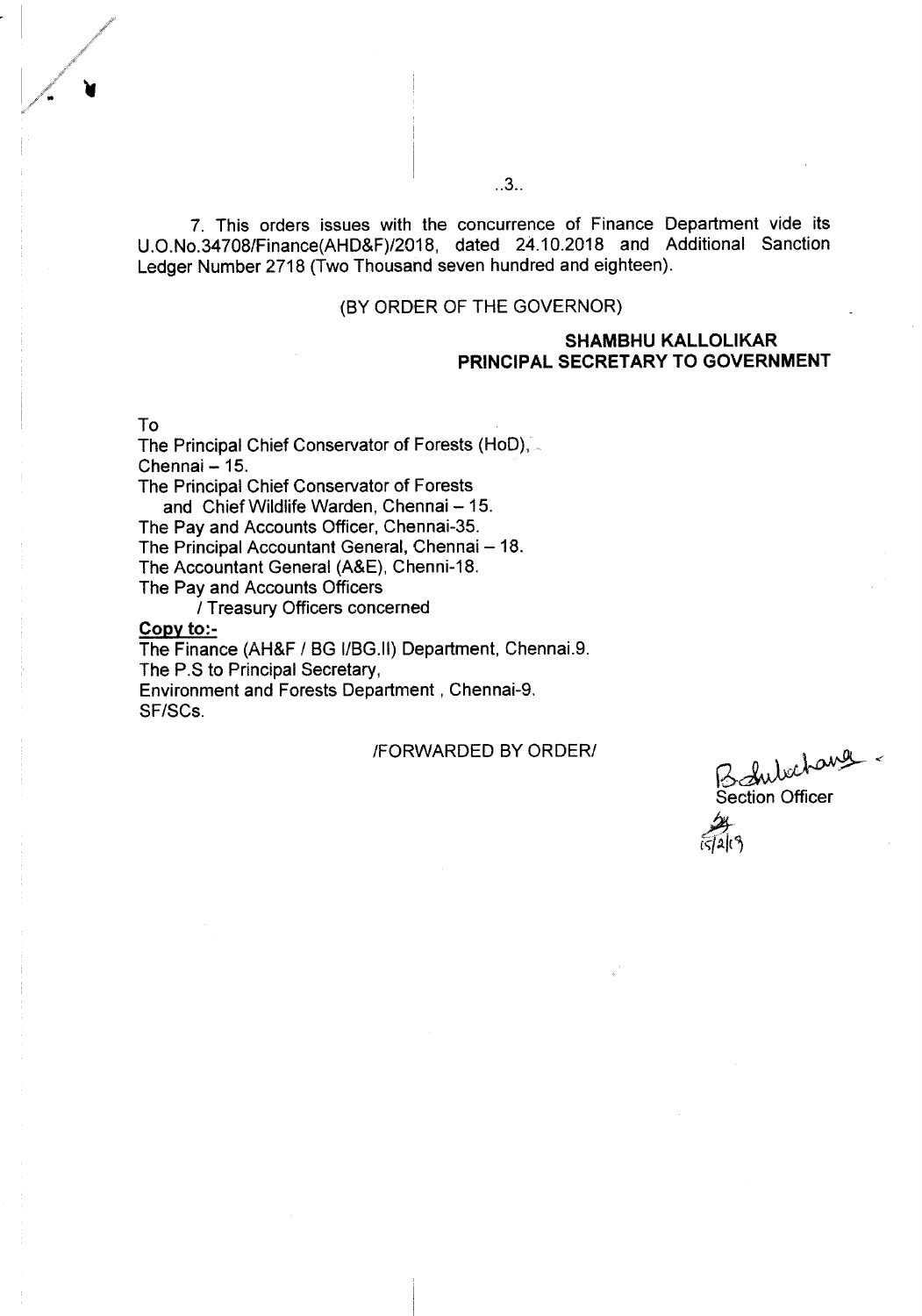7. This orders issues with the concurrence of Finance Department vide its U.O.No.34708/Finance(AHD&F)/2018, dated 24.10.2018 and Additional Sanction Ledger Number 2718 (Two Thousand seven hundred and eighteen).

(BY ORDER OF THE GOVERNOR)

**SHAMBHU KALLOLIKAR**
**PRINCIPAL SECRETARY TO GOVERNMENT**

To
The Principal Chief Conservator of Forests (HoD), Chennai – 15.
The Principal Chief Conservator of Forests
and Chief Wildlife Warden, Chennai – 15.
The Pay and Accounts Officer, Chennai-35.
The Principal Accountant General, Chennai – 18.
The Accountant General (A&E), Chenni-18.
The Pay and Accounts Officers
/ Treasury Officers concerned

**Copy to:-**
The Finance (AH&F / BG I/BG.II) Department, Chennai.9.
The P.S to Principal Secretary,
Environment and Forests Department , Chennai-9.
SF/SCs.

/FORWARDED BY ORDER/

Section Officer
15/2/19